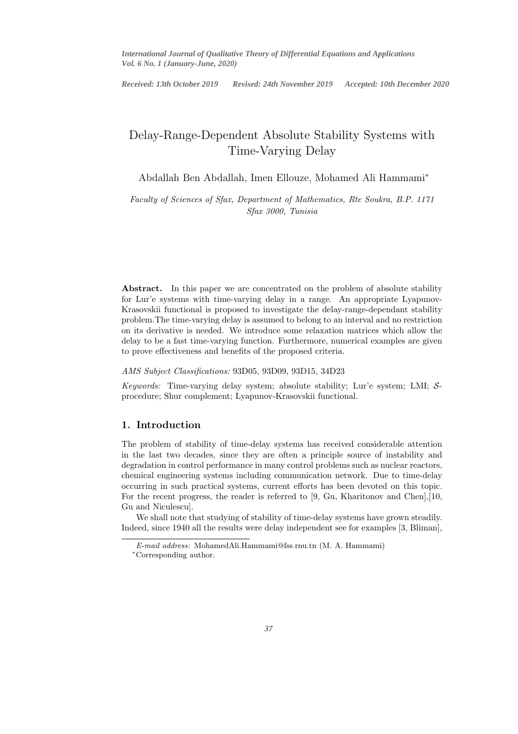Received: 13th October 2019 Revised: 24th November 2019 Accepted: 10th December 2020

# Delay-Range-Dependent Absolute Stability Systems with Time-Varying Delay

Abdallah Ben Abdallah, Imen Ellouze, Mohamed Ali Hammami*

*Faculty of Sciences of Sfax, Department of Mathematics, Rte Soukra, B.P. 1171 Sfax 3000, Tunisia*

**Abstract.** In this paper we are concentrated on the problem of absolute stability for Lur'e systems with time-varying delay in a range. An appropriate Lyapunov-Krasovskii functional is proposed to investigate the delay-range-dependant stability problem.The time-varying delay is assumed to belong to an interval and no restriction on its derivative is needed. We introduce some relaxation matrices which allow the delay to be a fast time-varying function. Furthermore, numerical examples are given to prove effectiveness and benefits of the proposed criteria.

*AMS Subject Classifications:* 93D05, 93D09, 93D15, 34D23

*Keywords:* Time-varying delay system; absolute stability; Lur'e system; LMI; $\mathcal{S}$-procedure; Shur complement; Lyapunov-Krasovskii functional.

## 1. Introduction

The problem of stability of time-delay systems has received considerable attention in the last two decades, since they are often a principle source of instability and degradation in control performance in many control problems such as nuclear reactors, chemical engineering systems including communication network. Due to time-delay occurring in such practical systems, current efforts has been devoted on this topic. For the recent progress, the reader is referred to [9, Gu, Kharitonov and Chen],[10, Gu and Niculescu].

We shall note that studying of stability of time-delay systems have grown steadily. Indeed, since 1940 all the results were delay independent see for examples [3, Bliman],

*E-mail address:* MohamedAli.Hammami@fss.rnu.tn (M. A. Hammami)

*Corresponding author.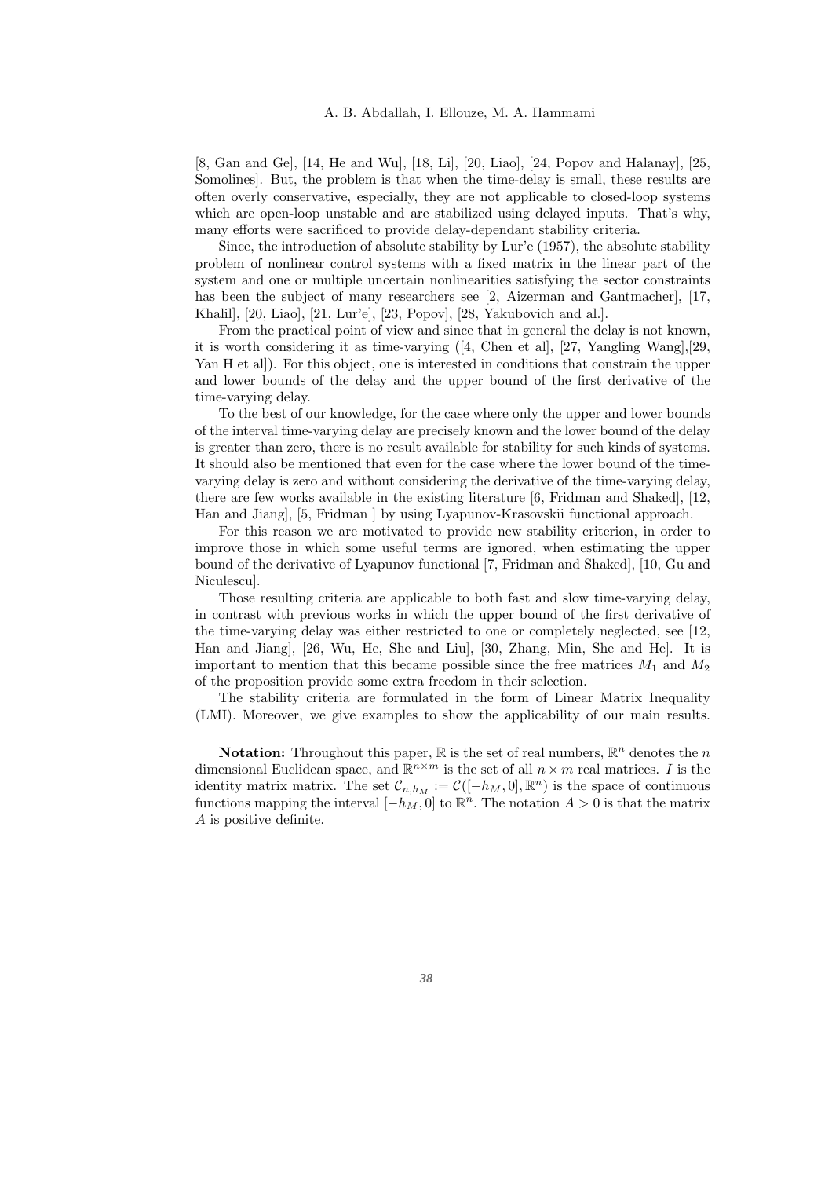[8, Gan and Ge], [14, He and Wu], [18, Li], [20, Liao], [24, Popov and Halanay], [25, Somolines]. But, the problem is that when the time-delay is small, these results are often overly conservative, especially, they are not applicable to closed-loop systems which are open-loop unstable and are stabilized using delayed inputs. That's why, many efforts were sacrificed to provide delay-dependant stability criteria.

Since, the introduction of absolute stability by Lur'e (1957), the absolute stability problem of nonlinear control systems with a fixed matrix in the linear part of the system and one or multiple uncertain nonlinearities satisfying the sector constraints has been the subject of many researchers see [2, Aizerman and Gantmacher], [17, Khalil], [20, Liao], [21, Lur'e], [23, Popov], [28, Yakubovich and al.].

From the practical point of view and since that in general the delay is not known, it is worth considering it as time-varying ([4, Chen et al], [27, Yangling Wang],[29, Yan H et al]). For this object, one is interested in conditions that constrain the upper and lower bounds of the delay and the upper bound of the first derivative of the time-varying delay.

To the best of our knowledge, for the case where only the upper and lower bounds of the interval time-varying delay are precisely known and the lower bound of the delay is greater than zero, there is no result available for stability for such kinds of systems. It should also be mentioned that even for the case where the lower bound of the time-varying delay is zero and without considering the derivative of the time-varying delay, there are few works available in the existing literature [6, Fridman and Shaked], [12, Han and Jiang], [5, Fridman ] by using Lyapunov-Krasovskii functional approach.

For this reason we are motivated to provide new stability criterion, in order to improve those in which some useful terms are ignored, when estimating the upper bound of the derivative of Lyapunov functional [7, Fridman and Shaked], [10, Gu and Niculescu].

Those resulting criteria are applicable to both fast and slow time-varying delay, in contrast with previous works in which the upper bound of the first derivative of the time-varying delay was either restricted to one or completely neglected, see [12, Han and Jiang], [26, Wu, He, She and Liu], [30, Zhang, Min, She and He]. It is important to mention that this became possible since the free matrices $M_1$ and $M_2$ of the proposition provide some extra freedom in their selection.

The stability criteria are formulated in the form of Linear Matrix Inequality (LMI). Moreover, we give examples to show the applicability of our main results.

**Notation:** Throughout this paper, $\mathbb{R}$ is the set of real numbers, $\mathbb{R}^n$ denotes the $n$ dimensional Euclidean space, and $\mathbb{R}^{n\times m}$ is the set of all $n \times m$ real matrices. $I$ is the identity matrix matrix. The set $\mathcal{C}_{n,h_M} := \mathcal{C}([-h_M, 0], \mathbb{R}^n)$ is the space of continuous functions mapping the interval $[-h_M, 0]$ to $\mathbb{R}^n$. The notation $A > 0$ is that the matrix $A$ is positive definite.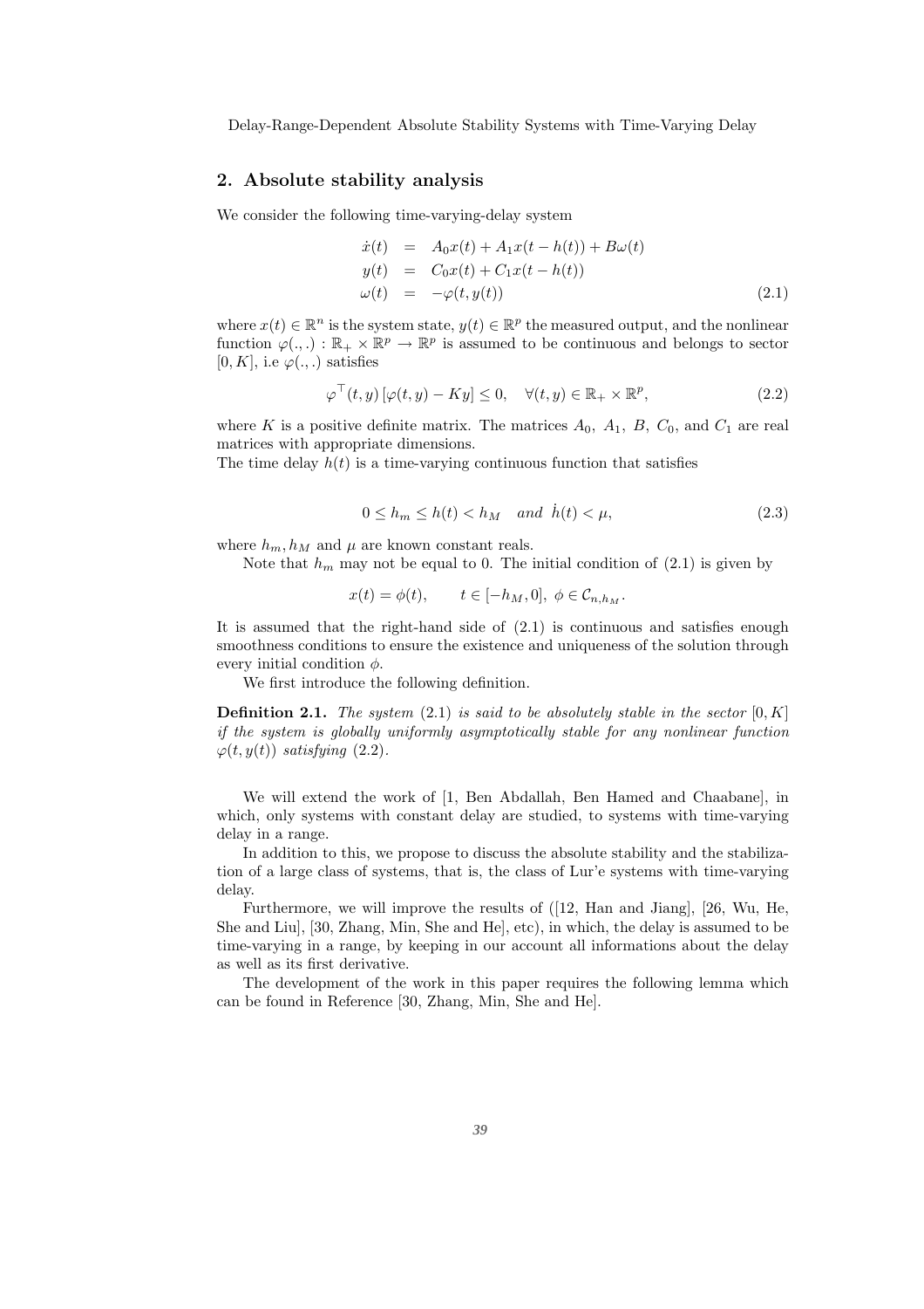## 2. Absolute stability analysis

We consider the following time-varying-delay system

$$
\begin{aligned}
\dot{x}(t) &= A_0 x(t) + A_1 x(t - h(t)) + B\omega(t) \\
y(t) &= C_0 x(t) + C_1 x(t - h(t)) \\
\omega(t) &= -\varphi(t, y(t))
\end{aligned}
\tag{2.1}
$$

where $x(t) \in \mathbb{R}^n$ is the system state, $y(t) \in \mathbb{R}^p$ the measured output, and the nonlinear function $\varphi(.,.) : \mathbb{R}_+ \times \mathbb{R}^p \to \mathbb{R}^p$ is assumed to be continuous and belongs to sector $[0, K]$, i.e $\varphi(.,.)$ satisfies

$$
\varphi^\top(t, y)\left[\varphi(t, y) - Ky\right] \leq 0, \quad \forall (t, y) \in \mathbb{R}_+ \times \mathbb{R}^p, \tag{2.2}
$$

where $K$ is a positive definite matrix. The matrices $A_0$, $A_1$, $B$, $C_0$, and $C_1$ are real matrices with appropriate dimensions.
The time delay $h(t)$ is a time-varying continuous function that satisfies

$$
0 \leq h_m \leq h(t) < h_M \quad and \quad \dot{h}(t) < \mu, \tag{2.3}
$$

where $h_m, h_M$ and $\mu$ are known constant reals.

Note that $h_m$ may not be equal to 0. The initial condition of (2.1) is given by

$$
x(t) = \phi(t), \qquad t \in [-h_M, 0], \; \phi \in \mathcal{C}_{n,h_M}.
$$

It is assumed that the right-hand side of (2.1) is continuous and satisfies enough smoothness conditions to ensure the existence and uniqueness of the solution through every initial condition $\phi$.

We first introduce the following definition.

**Definition 2.1.** *The system* (2.1) *is said to be absolutely stable in the sector* $[0, K]$ *if the system is globally uniformly asymptotically stable for any nonlinear function* $\varphi(t, y(t))$ *satisfying* (2.2).

We will extend the work of [1, Ben Abdallah, Ben Hamed and Chaabane], in which, only systems with constant delay are studied, to systems with time-varying delay in a range.

In addition to this, we propose to discuss the absolute stability and the stabilization of a large class of systems, that is, the class of Lur'e systems with time-varying delay.

Furthermore, we will improve the results of ([12, Han and Jiang], [26, Wu, He, She and Liu], [30, Zhang, Min, She and He], etc), in which, the delay is assumed to be time-varying in a range, by keeping in our account all informations about the delay as well as its first derivative.

The development of the work in this paper requires the following lemma which can be found in Reference [30, Zhang, Min, She and He].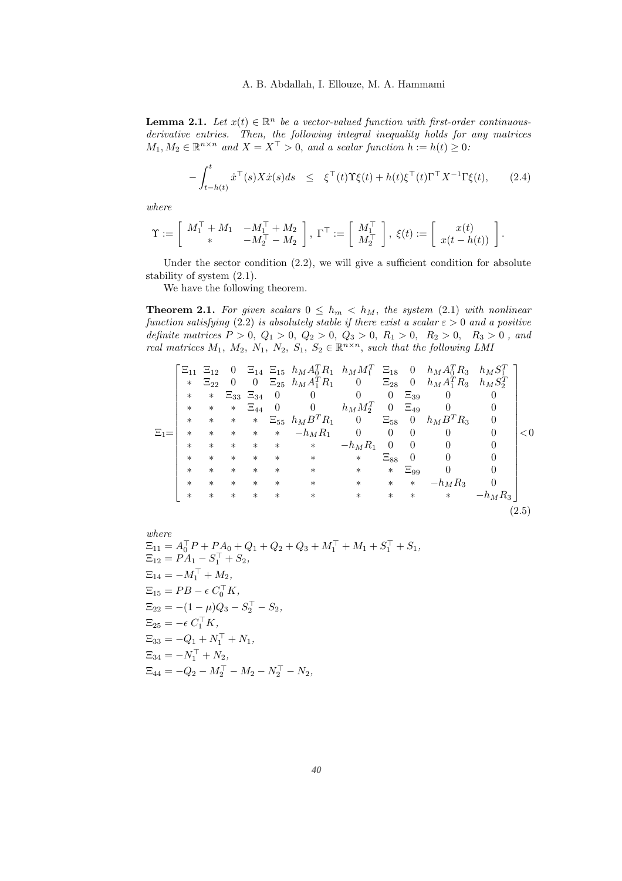**Lemma 2.1.** *Let $x(t) \in \mathbb{R}^n$ be a vector-valued function with first-order continuous-derivative entries. Then, the following integral inequality holds for any matrices $M_1, M_2 \in \mathbb{R}^{n\times n}$ and $X = X^\top > 0$, and a scalar function $h := h(t) \geq 0$:*

$$-\int_{t-h(t)}^{t} \dot{x}^\top(s) X \dot{x}(s) ds \quad \leq \quad \xi^\top(t) \Upsilon \xi(t) + h(t) \xi^\top(t) \Gamma^\top X^{-1} \Gamma \xi(t), \qquad (2.4)$$

*where*

$$\Upsilon := \begin{bmatrix} M_1^\top + M_1 & -M_1^\top + M_2 \\ * & -M_2^\top - M_2 \end{bmatrix}, \; \Gamma^\top := \begin{bmatrix} M_1^\top \\ M_2^\top \end{bmatrix}, \; \xi(t) := \begin{bmatrix} x(t) \\ x(t-h(t)) \end{bmatrix}.$$

Under the sector condition (2.2), we will give a sufficient condition for absolute stability of system (2.1).

We have the following theorem.

**Theorem 2.1.** *For given scalars $0 \leq h_m < h_M$, the system (2.1) with nonlinear function satisfying (2.2) is absolutely stable if there exist a scalar $\varepsilon > 0$ and a positive definite matrices $P > 0$, $Q_1 > 0$, $Q_2 > 0$, $Q_3 > 0$, $R_1 > 0$, $R_2 > 0$, $R_3 > 0$ , and real matrices $M_1$, $M_2$, $N_1$, $N_2$, $S_1$, $S_2 \in \mathbb{R}^{n\times n}$, such that the following LMI*

$$\Xi_1 = \begin{bmatrix}
\Xi_{11} & \Xi_{12} & 0 & \Xi_{14} & \Xi_{15} & h_M A_0^T R_1 & h_M M_1^T & \Xi_{18} & 0 & h_M A_0^T R_3 & h_M S_1^T \\
* & \Xi_{22} & 0 & 0 & \Xi_{25} & h_M A_1^T R_1 & 0 & \Xi_{28} & 0 & h_M A_1^T R_3 & h_M S_2^T \\
* & * & \Xi_{33} & \Xi_{34} & 0 & 0 & 0 & 0 & \Xi_{39} & 0 & 0 \\
* & * & * & \Xi_{44} & 0 & 0 & h_M M_2^T & 0 & \Xi_{49} & 0 & 0 \\
* & * & * & * & \Xi_{55} & h_M B^T R_1 & 0 & \Xi_{58} & 0 & h_M B^T R_3 & 0 \\
* & * & * & * & * & -h_M R_1 & 0 & 0 & 0 & 0 & 0 \\
* & * & * & * & * & * & -h_M R_1 & 0 & 0 & 0 & 0 \\
* & * & * & * & * & * & * & \Xi_{88} & 0 & 0 & 0 \\
* & * & * & * & * & * & * & * & \Xi_{99} & 0 & 0 \\
* & * & * & * & * & * & * & * & * & -h_M R_3 & 0 \\
* & * & * & * & * & * & * & * & * & * & -h_M R_3
\end{bmatrix} < 0 \qquad (2.5)$$

*where*

$\Xi_{11} = A_0^\top P + P A_0 + Q_1 + Q_2 + Q_3 + M_1^\top + M_1 + S_1^\top + S_1,$

$\Xi_{12} = P A_1 - S_1^\top + S_2,$

$\Xi_{14} = -M_1^\top + M_2,$

$\Xi_{15} = PB - \epsilon\, C_0^\top K,$

$\Xi_{22} = -(1-\mu) Q_3 - S_2^\top - S_2,$

$\Xi_{25} = -\epsilon\, C_1^\top K,$

$\Xi_{33} = -Q_1 + N_1^\top + N_1,$

$\Xi_{34} = -N_1^\top + N_2,$

$\Xi_{44} = -Q_2 - M_2^\top - M_2 - N_2^\top - N_2,$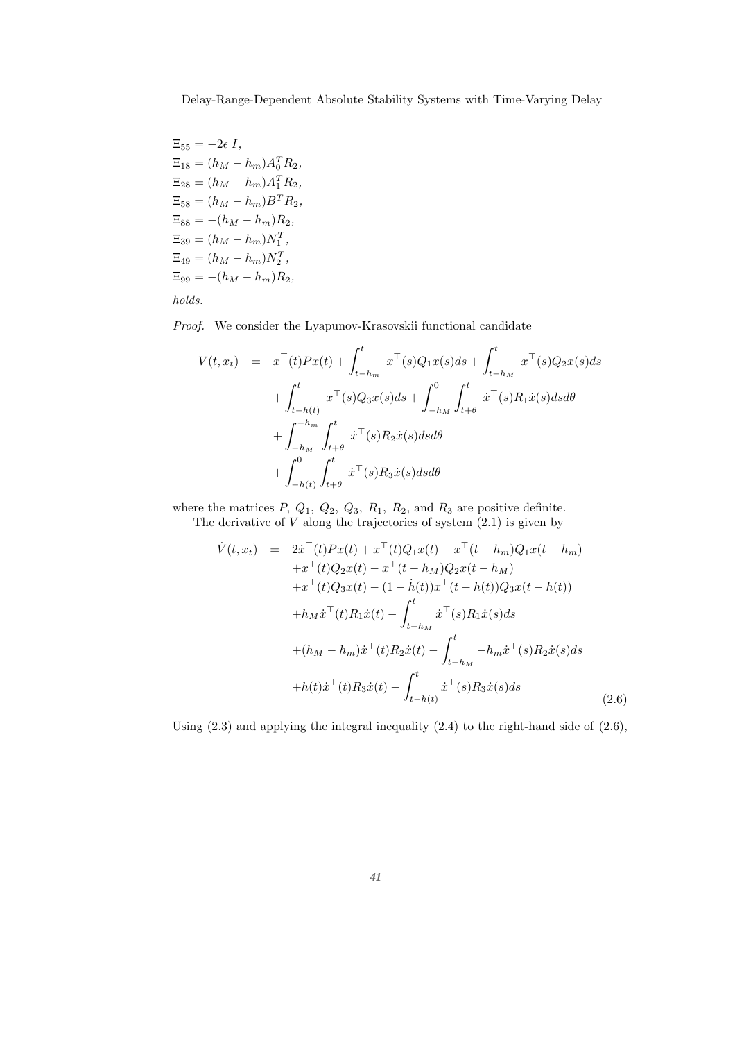$$\Xi_{55} = -2\epsilon \, I,$$
$$\Xi_{18} = (h_M - h_m) A_0^T R_2,$$
$$\Xi_{28} = (h_M - h_m) A_1^T R_2,$$
$$\Xi_{58} = (h_M - h_m) B^T R_2,$$
$$\Xi_{88} = -(h_M - h_m) R_2,$$
$$\Xi_{39} = (h_M - h_m) N_1^T,$$
$$\Xi_{49} = (h_M - h_m) N_2^T,$$
$$\Xi_{99} = -(h_M - h_m) R_2,$$

*holds.*

*Proof.* We consider the Lyapunov-Krasovskii functional candidate

$$
\begin{aligned}
V(t, x_t) \;=\;& x^\top(t) P x(t) + \int_{t-h_m}^{t} x^\top(s) Q_1 x(s) ds + \int_{t-h_M}^{t} x^\top(s) Q_2 x(s) ds \\
&+ \int_{t-h(t)}^{t} x^\top(s) Q_3 x(s) ds + \int_{-h_M}^{0} \int_{t+\theta}^{t} \dot{x}^\top(s) R_1 \dot{x}(s) ds d\theta \\
&+ \int_{-h_M}^{-h_m} \int_{t+\theta}^{t} \dot{x}^\top(s) R_2 \dot{x}(s) ds d\theta \\
&+ \int_{-h(t)}^{0} \int_{t+\theta}^{t} \dot{x}^\top(s) R_3 \dot{x}(s) ds d\theta
\end{aligned}
$$

where the matrices $P$, $Q_1$, $Q_2$, $Q_3$, $R_1$, $R_2$, and $R_3$ are positive definite.

The derivative of $V$ along the trajectories of system (2.1) is given by

$$
\begin{aligned}
\dot{V}(t, x_t) \;=\;& 2\dot{x}^\top(t) P x(t) + x^\top(t) Q_1 x(t) - x^\top(t-h_m) Q_1 x(t-h_m) \\
&+ x^\top(t) Q_2 x(t) - x^\top(t-h_M) Q_2 x(t-h_M) \\
&+ x^\top(t) Q_3 x(t) - (1-\dot{h}(t)) x^\top(t-h(t)) Q_3 x(t-h(t)) \\
&+ h_M \dot{x}^\top(t) R_1 \dot{x}(t) - \int_{t-h_M}^{t} \dot{x}^\top(s) R_1 \dot{x}(s) ds \\
&+ (h_M - h_m) \dot{x}^\top(t) R_2 \dot{x}(t) - \int_{t-h_M}^{t} -h_m \dot{x}^\top(s) R_2 \dot{x}(s) ds \\
&+ h(t) \dot{x}^\top(t) R_3 \dot{x}(t) - \int_{t-h(t)}^{t} \dot{x}^\top(s) R_3 \dot{x}(s) ds
\end{aligned} \tag{2.6}
$$

Using (2.3) and applying the integral inequality (2.4) to the right-hand side of (2.6),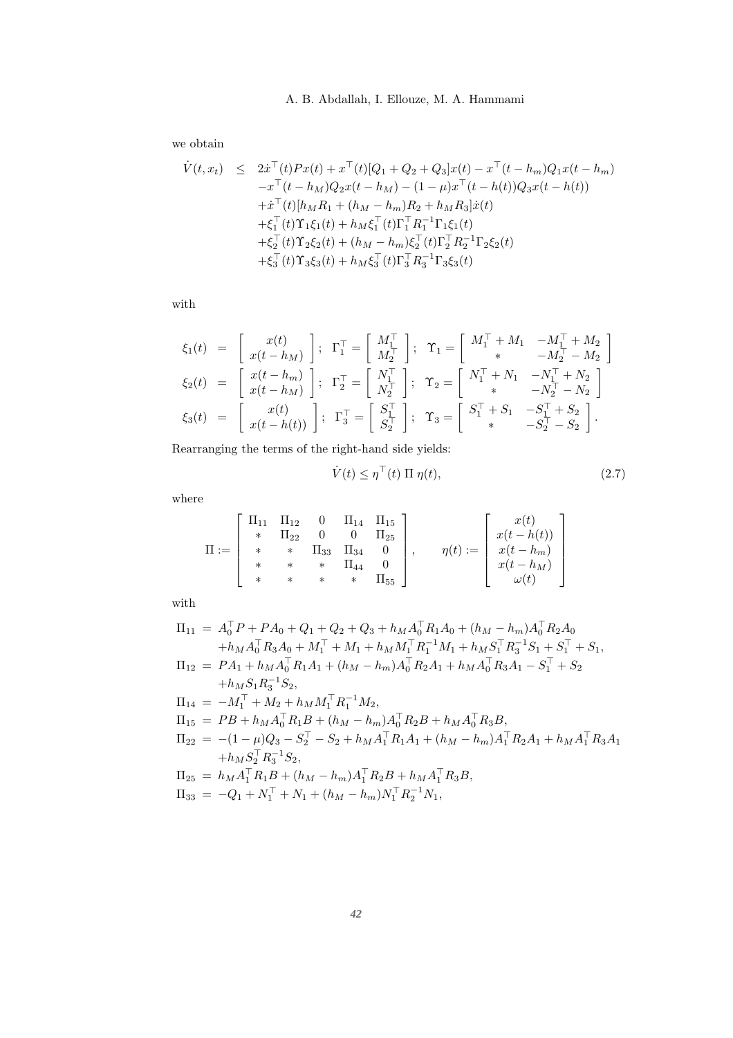we obtain

$$
\begin{aligned}
\dot{V}(t,x_t) \;\leq\;& 2\dot{x}^\top(t)Px(t) + x^\top(t)[Q_1+Q_2+Q_3]x(t) - x^\top(t-h_m)Q_1x(t-h_m) \\
& - x^\top(t-h_M)Q_2x(t-h_M) - (1-\mu)x^\top(t-h(t))Q_3x(t-h(t)) \\
& + \dot{x}^\top(t)[h_MR_1 + (h_M-h_m)R_2 + h_MR_3]\dot{x}(t) \\
& + \xi_1^\top(t)\Upsilon_1\xi_1(t) + h_M\xi_1^\top(t)\Gamma_1^\top R_1^{-1}\Gamma_1\xi_1(t) \\
& + \xi_2^\top(t)\Upsilon_2\xi_2(t) + (h_M-h_m)\xi_2^\top(t)\Gamma_2^\top R_2^{-1}\Gamma_2\xi_2(t) \\
& + \xi_3^\top(t)\Upsilon_3\xi_3(t) + h_M\xi_3^\top(t)\Gamma_3^\top R_3^{-1}\Gamma_3\xi_3(t)
\end{aligned}
$$

with

$$
\begin{aligned}
\xi_1(t) &= \begin{bmatrix} x(t) \\ x(t-h_M) \end{bmatrix}; \;\; \Gamma_1^\top = \begin{bmatrix} M_1^\top \\ M_2^\top \end{bmatrix}; \;\; \Upsilon_1 = \begin{bmatrix} M_1^\top + M_1 & -M_1^\top + M_2 \\ * & -M_2^\top - M_2 \end{bmatrix} \\
\xi_2(t) &= \begin{bmatrix} x(t-h_m) \\ x(t-h_M) \end{bmatrix}; \;\; \Gamma_2^\top = \begin{bmatrix} N_1^\top \\ N_2^\top \end{bmatrix}; \;\; \Upsilon_2 = \begin{bmatrix} N_1^\top + N_1 & -N_1^\top + N_2 \\ * & -N_2^\top - N_2 \end{bmatrix} \\
\xi_3(t) &= \begin{bmatrix} x(t) \\ x(t-h(t)) \end{bmatrix}; \;\; \Gamma_3^\top = \begin{bmatrix} S_1^\top \\ S_2^\top \end{bmatrix}; \;\; \Upsilon_3 = \begin{bmatrix} S_1^\top + S_1 & -S_1^\top + S_2 \\ * & -S_2^\top - S_2 \end{bmatrix}.
\end{aligned}
$$

Rearranging the terms of the right-hand side yields:

$$
\dot{V}(t) \leq \eta^\top(t)\;\Pi\;\eta(t), \tag{2.7}
$$

where

$$
\Pi := \begin{bmatrix} \Pi_{11} & \Pi_{12} & 0 & \Pi_{14} & \Pi_{15} \\ * & \Pi_{22} & 0 & 0 & \Pi_{25} \\ * & * & \Pi_{33} & \Pi_{34} & 0 \\ * & * & * & \Pi_{44} & 0 \\ * & * & * & * & \Pi_{55} \end{bmatrix}, \qquad \eta(t) := \begin{bmatrix} x(t) \\ x(t-h(t)) \\ x(t-h_m) \\ x(t-h_M) \\ \omega(t) \end{bmatrix}
$$

with

$$
\begin{aligned}
\Pi_{11} &= A_0^\top P + PA_0 + Q_1 + Q_2 + Q_3 + h_MA_0^\top R_1A_0 + (h_M-h_m)A_0^\top R_2A_0 \\
&\quad + h_MA_0^\top R_3A_0 + M_1^\top + M_1 + h_MM_1^\top R_1^{-1}M_1 + h_MS_1^\top R_3^{-1}S_1 + S_1^\top + S_1, \\
\Pi_{12} &= PA_1 + h_MA_0^\top R_1A_1 + (h_M-h_m)A_0^\top R_2A_1 + h_MA_0^\top R_3A_1 - S_1^\top + S_2 \\
&\quad + h_MS_1R_3^{-1}S_2, \\
\Pi_{14} &= -M_1^\top + M_2 + h_MM_1^\top R_1^{-1}M_2, \\
\Pi_{15} &= PB + h_MA_0^\top R_1B + (h_M-h_m)A_0^\top R_2B + h_MA_0^\top R_3B, \\
\Pi_{22} &= -(1-\mu)Q_3 - S_2^\top - S_2 + h_MA_1^\top R_1A_1 + (h_M-h_m)A_1^\top R_2A_1 + h_MA_1^\top R_3A_1 \\
&\quad + h_MS_2^\top R_3^{-1}S_2, \\
\Pi_{25} &= h_MA_1^\top R_1B + (h_M-h_m)A_1^\top R_2B + h_MA_1^\top R_3B, \\
\Pi_{33} &= -Q_1 + N_1^\top + N_1 + (h_M-h_m)N_1^\top R_2^{-1}N_1,
\end{aligned}
$$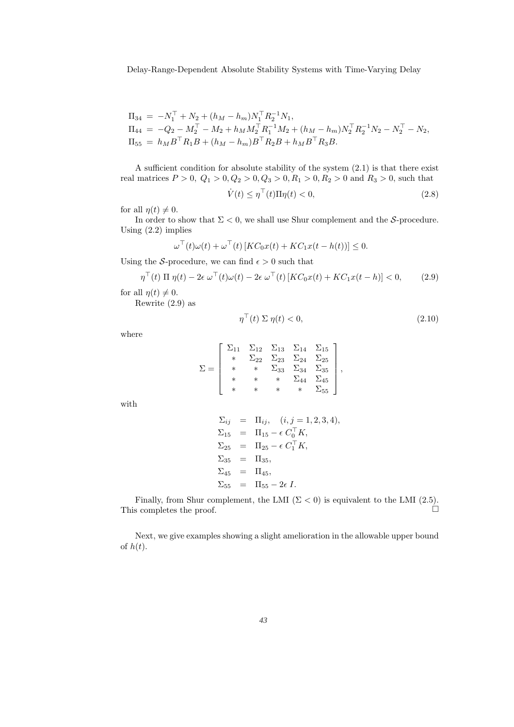$$
\begin{aligned}
\Pi_{34} &= -N_1^\top + N_2 + (h_M - h_m) N_1^\top R_2^{-1} N_1, \\
\Pi_{44} &= -Q_2 - M_2^\top - M_2 + h_M M_2^\top R_1^{-1} M_2 + (h_M - h_m) N_2^\top R_2^{-1} N_2 - N_2^\top - N_2, \\
\Pi_{55} &= h_M B^\top R_1 B + (h_M - h_m) B^\top R_2 B + h_M B^\top R_3 B.
\end{aligned}
$$

A sufficient condition for absolute stability of the system (2.1) is that there exist real matrices $P > 0,\ Q_1 > 0, Q_2 > 0, Q_3 > 0, R_1 > 0, R_2 > 0$ and $R_3 > 0$, such that

$$
\dot{V}(t) \leq \eta^\top(t) \Pi \eta(t) < 0, \tag{2.8}
$$

for all $\eta(t) \neq 0$.

In order to show that $\Sigma < 0$, we shall use Shur complement and the $\mathcal{S}$-procedure. Using (2.2) implies

$$
\omega^\top(t)\omega(t) + \omega^\top(t)\left[KC_0 x(t) + KC_1 x(t - h(t))\right] \leq 0.
$$

Using the $\mathcal{S}$-procedure, we can find $\epsilon > 0$ such that

$$
\eta^\top(t)\ \Pi\ \eta(t) - 2\epsilon\ \omega^\top(t)\omega(t) - 2\epsilon\ \omega^\top(t)\left[KC_0 x(t) + KC_1 x(t - h)\right] < 0, \tag{2.9}
$$

for all $\eta(t) \neq 0$.

Rewrite (2.9) as

$$
\eta^\top(t)\ \Sigma\ \eta(t) < 0, \tag{2.10}
$$

where

$$
\Sigma = \begin{bmatrix}
\Sigma_{11} & \Sigma_{12} & \Sigma_{13} & \Sigma_{14} & \Sigma_{15} \\
* & \Sigma_{22} & \Sigma_{23} & \Sigma_{24} & \Sigma_{25} \\
* & * & \Sigma_{33} & \Sigma_{34} & \Sigma_{35} \\
* & * & * & \Sigma_{44} & \Sigma_{45} \\
* & * & * & * & \Sigma_{55}
\end{bmatrix},
$$

with

$$
\begin{aligned}
\Sigma_{ij} &= \Pi_{ij}, \quad (i, j = 1, 2, 3, 4), \\
\Sigma_{15} &= \Pi_{15} - \epsilon\ C_0^\top K, \\
\Sigma_{25} &= \Pi_{25} - \epsilon\ C_1^\top K, \\
\Sigma_{35} &= \Pi_{35}, \\
\Sigma_{45} &= \Pi_{45}, \\
\Sigma_{55} &= \Pi_{55} - 2\epsilon\ I.
\end{aligned}
$$

Finally, from Shur complement, the LMI ($\Sigma < 0$) is equivalent to the LMI (2.5). This completes the proof. □

Next, we give examples showing a slight amelioration in the allowable upper bound of $h(t)$.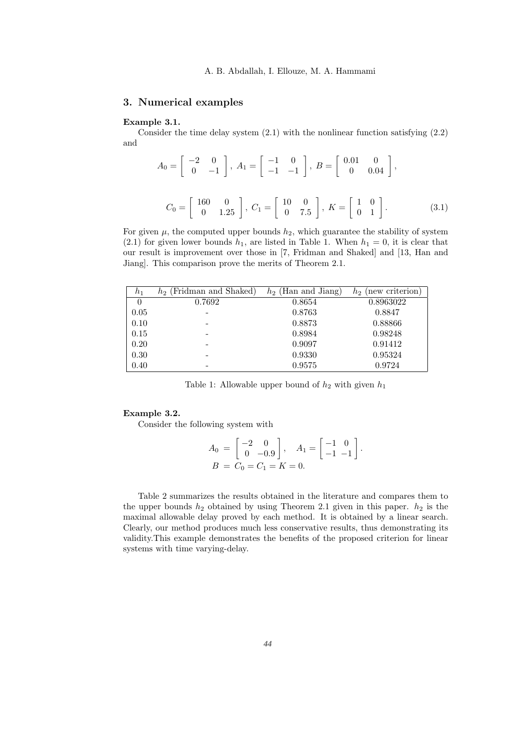## 3. Numerical examples

**Example 3.1.**

Consider the time delay system (2.1) with the nonlinear function satisfying (2.2) and

$$A_0 = \begin{bmatrix} -2 & 0 \\ 0 & -1 \end{bmatrix},\ A_1 = \begin{bmatrix} -1 & 0 \\ -1 & -1 \end{bmatrix},\ B = \begin{bmatrix} 0.01 & 0 \\ 0 & 0.04 \end{bmatrix},$$

$$C_0 = \begin{bmatrix} 160 & 0 \\ 0 & 1.25 \end{bmatrix},\ C_1 = \begin{bmatrix} 10 & 0 \\ 0 & 7.5 \end{bmatrix},\ K = \begin{bmatrix} 1 & 0 \\ 0 & 1 \end{bmatrix}. \tag{3.1}$$

For given $\mu$, the computed upper bounds $h_2$, which guarantee the stability of system (2.1) for given lower bounds $h_1$, are listed in Table 1. When $h_1 = 0$, it is clear that our result is improvement over those in [7, Fridman and Shaked] and [13, Han and Jiang]. This comparison prove the merits of Theorem 2.1.

| $h_1$ | $h_2$ (Fridman and Shaked) | $h_2$ (Han and Jiang) | $h_2$ (new criterion) |
|---|---|---|---|
| 0 | 0.7692 | 0.8654 | 0.8963022 |
| 0.05 | - | 0.8763 | 0.8847 |
| 0.10 | - | 0.8873 | 0.88866 |
| 0.15 | - | 0.8984 | 0.98248 |
| 0.20 | - | 0.9097 | 0.91412 |
| 0.30 | - | 0.9330 | 0.95324 |
| 0.40 | - | 0.9575 | 0.9724 |

Table 1: Allowable upper bound of $h_2$ with given $h_1$

**Example 3.2.**

Consider the following system with

$$A_0 = \begin{bmatrix} -2 & 0 \\ 0 & -0.9 \end{bmatrix}, \quad A_1 = \begin{bmatrix} -1 & 0 \\ -1 & -1 \end{bmatrix}.$$
$$B = C_0 = C_1 = K = 0.$$

Table 2 summarizes the results obtained in the literature and compares them to the upper bounds $h_2$ obtained by using Theorem 2.1 given in this paper. $h_2$ is the maximal allowable delay proved by each method. It is obtained by a linear search. Clearly, our method produces much less conservative results, thus demonstrating its validity.This example demonstrates the benefits of the proposed criterion for linear systems with time varying-delay.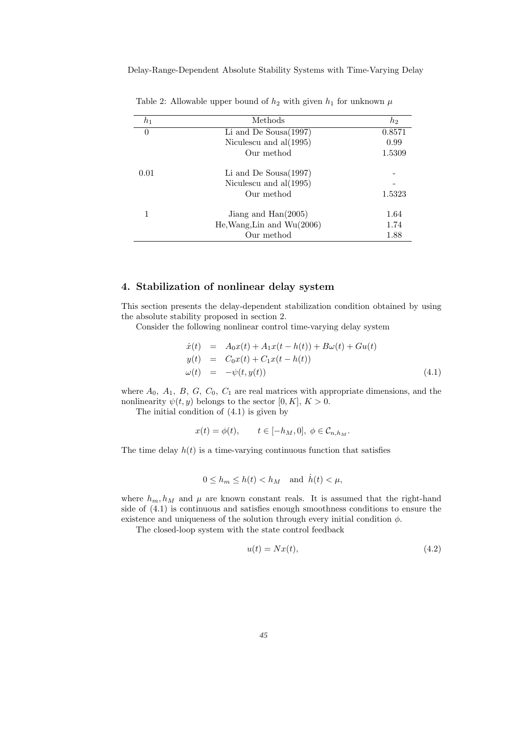Table 2: Allowable upper bound of $h_2$ with given $h_1$ for unknown $\mu$

| $h_1$ | Methods | $h_2$ |
|---|---|---|
| 0 | Li and De Sousa(1997) | 0.8571 |
| | Niculescu and al(1995) | 0.99 |
| | Our method | 1.5309 |
| 0.01 | Li and De Sousa(1997) | - |
| | Niculescu and al(1995) | - |
| | Our method | 1.5323 |
| 1 | Jiang and Han(2005) | 1.64 |
| | He,Wang,Lin and Wu(2006) | 1.74 |
| | Our method | 1.88 |

## 4. Stabilization of nonlinear delay system

This section presents the delay-dependent stabilization condition obtained by using the absolute stability proposed in section 2.

Consider the following nonlinear control time-varying delay system

$$
\begin{array}{rcl}
\dot{x}(t) & = & A_0 x(t) + A_1 x(t-h(t)) + B\omega(t) + Gu(t) \\
y(t) & = & C_0 x(t) + C_1 x(t-h(t)) \\
\omega(t) & = & -\psi(t, y(t))
\end{array}
\tag{4.1}
$$

where $A_0$, $A_1$, $B$, $G$, $C_0$, $C_1$ are real matrices with appropriate dimensions, and the nonlinearity $\psi(t,y)$ belongs to the sector $[0,K]$, $K>0$.

The initial condition of (4.1) is given by

$$
x(t) = \phi(t), \qquad t \in [-h_M, 0],\ \phi \in \mathcal{C}_{n,h_M}.
$$

The time delay $h(t)$ is a time-varying continuous function that satisfies

$$
0 \le h_m \le h(t) < h_M \quad \text{and} \quad \dot{h}(t) < \mu,
$$

where $h_m, h_M$ and $\mu$ are known constant reals. It is assumed that the right-hand side of (4.1) is continuous and satisfies enough smoothness conditions to ensure the existence and uniqueness of the solution through every initial condition $\phi$.

The closed-loop system with the state control feedback

$$
u(t) = Nx(t), \tag{4.2}
$$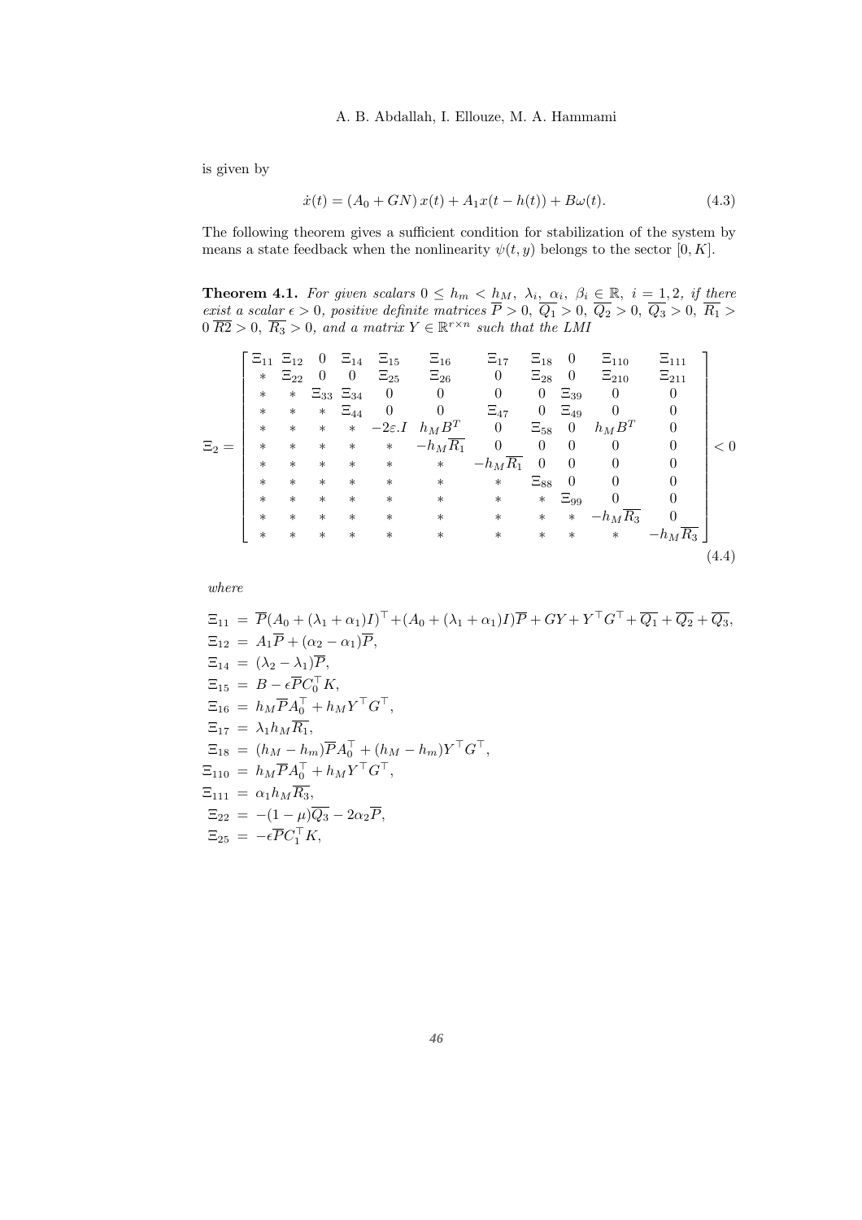is given by

$$\dot{x}(t) = (A_0 + GN)\, x(t) + A_1 x(t - h(t)) + B\omega(t). \tag{4.3}$$

The following theorem gives a sufficient condition for stabilization of the system by means a state feedback when the nonlinearity $\psi(t, y)$ belongs to the sector $[0, K]$.

**Theorem 4.1.** *For given scalars $0 \leq h_m < h_M$, $\lambda_i$, $\alpha_i$, $\beta_i \in \mathbb{R}$, $i = 1, 2$, if there exist a scalar $\epsilon > 0$, positive definite matrices $\overline{P} > 0$, $\overline{Q_1} > 0$, $\overline{Q_2} > 0$, $\overline{Q_3} > 0$, $\overline{R_1} > 0$ $\overline{R2} > 0$, $\overline{R_3} > 0$, and a matrix $Y \in \mathbb{R}^{r \times n}$ such that the LMI*

$$\Xi_2 = \begin{bmatrix} \Xi_{11} & \Xi_{12} & 0 & \Xi_{14} & \Xi_{15} & \Xi_{16} & \Xi_{17} & \Xi_{18} & 0 & \Xi_{110} & \Xi_{111} \\ * & \Xi_{22} & 0 & 0 & \Xi_{25} & \Xi_{26} & 0 & \Xi_{28} & 0 & \Xi_{210} & \Xi_{211} \\ * & * & \Xi_{33} & \Xi_{34} & 0 & 0 & 0 & 0 & \Xi_{39} & 0 & 0 \\ * & * & * & \Xi_{44} & 0 & 0 & \Xi_{47} & 0 & \Xi_{49} & 0 & 0 \\ * & * & * & * & -2\varepsilon . I & h_M B^T & 0 & \Xi_{58} & 0 & h_M B^T & 0 \\ * & * & * & * & * & -h_M \overline{R_1} & 0 & 0 & 0 & 0 & 0 \\ * & * & * & * & * & * & -h_M \overline{R_1} & 0 & 0 & 0 & 0 \\ * & * & * & * & * & * & * & \Xi_{88} & 0 & 0 & 0 \\ * & * & * & * & * & * & * & * & \Xi_{99} & 0 & 0 \\ * & * & * & * & * & * & * & * & * & -h_M \overline{R_3} & 0 \\ * & * & * & * & * & * & * & * & * & * & -h_M \overline{R_3} \end{bmatrix} < 0 \tag{4.4}$$

*where*

$$\begin{aligned}
\Xi_{11} &= \overline{P}(A_0 + (\lambda_1 + \alpha_1)I)^\top + (A_0 + (\lambda_1 + \alpha_1)I)\overline{P} + GY + Y^\top G^\top + \overline{Q_1} + \overline{Q_2} + \overline{Q_3}, \\
\Xi_{12} &= A_1 \overline{P} + (\alpha_2 - \alpha_1)\overline{P}, \\
\Xi_{14} &= (\lambda_2 - \lambda_1)\overline{P}, \\
\Xi_{15} &= B - \epsilon \overline{P} C_0^\top K, \\
\Xi_{16} &= h_M \overline{P} A_0^\top + h_M Y^\top G^\top, \\
\Xi_{17} &= \lambda_1 h_M \overline{R_1}, \\
\Xi_{18} &= (h_M - h_m)\overline{P} A_0^\top + (h_M - h_m) Y^\top G^\top, \\
\Xi_{110} &= h_M \overline{P} A_0^\top + h_M Y^\top G^\top, \\
\Xi_{111} &= \alpha_1 h_M \overline{R_3}, \\
\Xi_{22} &= -(1 - \mu)\overline{Q_3} - 2\alpha_2 \overline{P}, \\
\Xi_{25} &= -\epsilon \overline{P} C_1^\top K,
\end{aligned}$$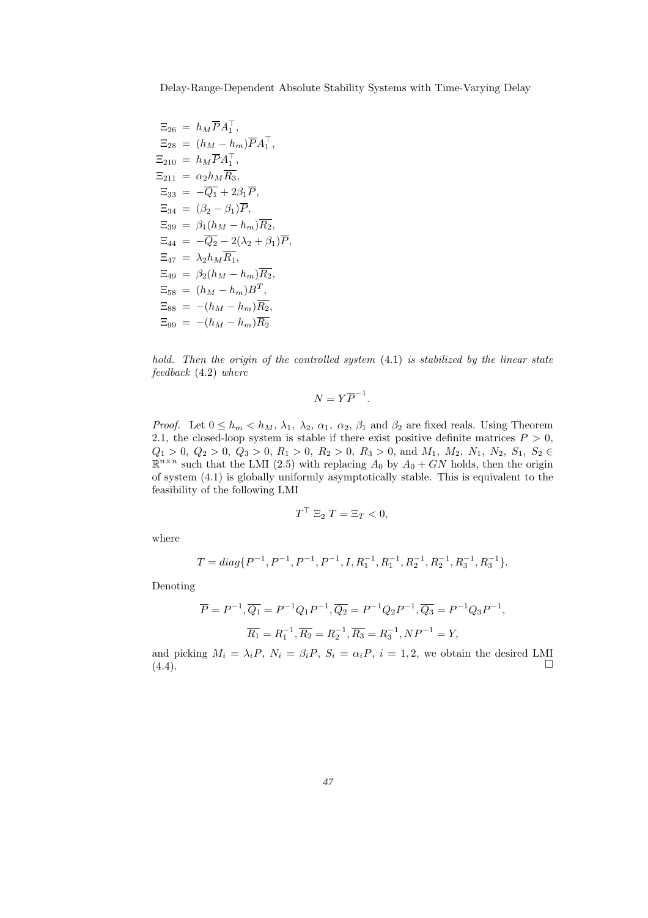$$
\begin{aligned}
\Xi_{26} &= h_M \overline{P} A_1^{\top}, \\
\Xi_{28} &= (h_M - h_m) \overline{P} A_1^{\top}, \\
\Xi_{210} &= h_M \overline{P} A_1^{\top}, \\
\Xi_{211} &= \alpha_2 h_M \overline{R_3}, \\
\Xi_{33} &= -\overline{Q_1} + 2\beta_1 \overline{P}, \\
\Xi_{34} &= (\beta_2 - \beta_1) \overline{P}, \\
\Xi_{39} &= \beta_1 (h_M - h_m) \overline{R_2}, \\
\Xi_{44} &= -\overline{Q_2} - 2(\lambda_2 + \beta_1) \overline{P}, \\
\Xi_{47} &= \lambda_2 h_M \overline{R_1}, \\
\Xi_{49} &= \beta_2 (h_M - h_m) \overline{R_2}, \\
\Xi_{58} &= (h_M - h_m) B^T, \\
\Xi_{88} &= -(h_M - h_m) \overline{R_2}, \\
\Xi_{99} &= -(h_M - h_m) \overline{R_2}
\end{aligned}
$$

*hold. Then the origin of the controlled system* (4.1) *is stabilized by the linear state feedback* (4.2) *where*

$$
N = Y \overline{P}^{-1}.
$$

*Proof.* Let $0 \leq h_m < h_M$, $\lambda_1$, $\lambda_2$, $\alpha_1$, $\alpha_2$, $\beta_1$ and $\beta_2$ are fixed reals. Using Theorem 2.1, the closed-loop system is stable if there exist positive definite matrices $P > 0$, $Q_1 > 0$, $Q_2 > 0$, $Q_3 > 0$, $R_1 > 0$, $R_2 > 0$, $R_3 > 0$, and $M_1$, $M_2$, $N_1$, $N_2$, $S_1$, $S_2 \in \mathbb{R}^{n \times n}$ such that the LMI (2.5) with replacing $A_0$ by $A_0 + GN$ holds, then the origin of system (4.1) is globally uniformly asymptotically stable. This is equivalent to the feasibility of the following LMI

$$
T^{\top} \; \Xi_2 \; T = \Xi_T < 0,
$$

where

$$
T = diag\{P^{-1}, P^{-1}, P^{-1}, P^{-1}, I, R_1^{-1}, R_1^{-1}, R_2^{-1}, R_2^{-1}, R_3^{-1}, R_3^{-1}\}.
$$

Denoting

$$
\overline{P} = P^{-1}, \overline{Q_1} = P^{-1} Q_1 P^{-1}, \overline{Q_2} = P^{-1} Q_2 P^{-1}, \overline{Q_3} = P^{-1} Q_3 P^{-1},
$$

$$
\overline{R_1} = R_1^{-1}, \overline{R_2} = R_2^{-1}, \overline{R_3} = R_3^{-1}, N P^{-1} = Y,
$$

and picking $M_i = \lambda_i P$, $N_i = \beta_i P$, $S_i = \alpha_i P$, $i = 1, 2$, we obtain the desired LMI (4.4). □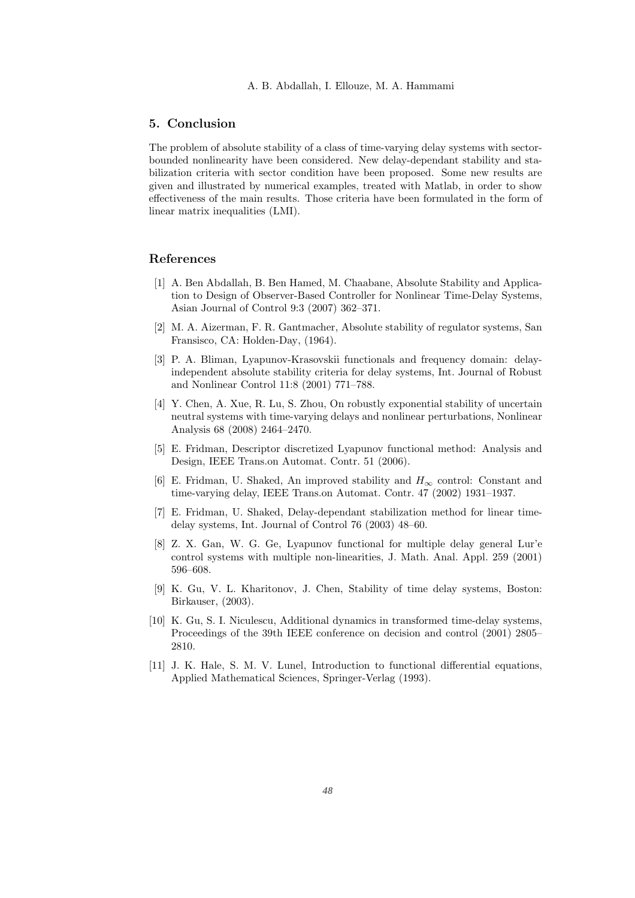## 5. Conclusion

The problem of absolute stability of a class of time-varying delay systems with sector-bounded nonlinearity have been considered. New delay-dependant stability and stabilization criteria with sector condition have been proposed. Some new results are given and illustrated by numerical examples, treated with Matlab, in order to show effectiveness of the main results. Those criteria have been formulated in the form of linear matrix inequalities (LMI).

## References

[1] A. Ben Abdallah, B. Ben Hamed, M. Chaabane, Absolute Stability and Application to Design of Observer-Based Controller for Nonlinear Time-Delay Systems, Asian Journal of Control 9:3 (2007) 362–371.

[2] M. A. Aizerman, F. R. Gantmacher, Absolute stability of regulator systems, San Fransisco, CA: Holden-Day, (1964).

[3] P. A. Bliman, Lyapunov-Krasovskii functionals and frequency domain: delay-independent absolute stability criteria for delay systems, Int. Journal of Robust and Nonlinear Control 11:8 (2001) 771–788.

[4] Y. Chen, A. Xue, R. Lu, S. Zhou, On robustly exponential stability of uncertain neutral systems with time-varying delays and nonlinear perturbations, Nonlinear Analysis 68 (2008) 2464–2470.

[5] E. Fridman, Descriptor discretized Lyapunov functional method: Analysis and Design, IEEE Trans.on Automat. Contr. 51 (2006).

[6] E. Fridman, U. Shaked, An improved stability and $H_\infty$ control: Constant and time-varying delay, IEEE Trans.on Automat. Contr. 47 (2002) 1931–1937.

[7] E. Fridman, U. Shaked, Delay-dependant stabilization method for linear time-delay systems, Int. Journal of Control 76 (2003) 48–60.

[8] Z. X. Gan, W. G. Ge, Lyapunov functional for multiple delay general Lur'e control systems with multiple non-linearities, J. Math. Anal. Appl. 259 (2001) 596–608.

[9] K. Gu, V. L. Kharitonov, J. Chen, Stability of time delay systems, Boston: Birkauser, (2003).

[10] K. Gu, S. I. Niculescu, Additional dynamics in transformed time-delay systems, Proceedings of the 39th IEEE conference on decision and control (2001) 2805–2810.

[11] J. K. Hale, S. M. V. Lunel, Introduction to functional differential equations, Applied Mathematical Sciences, Springer-Verlag (1993).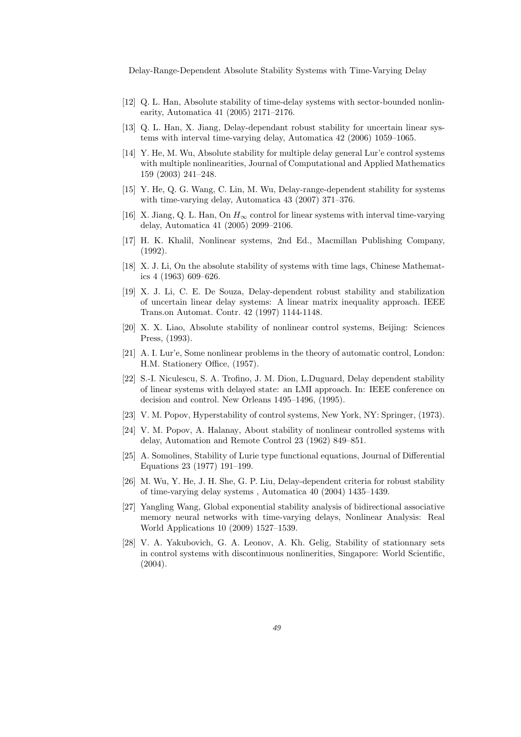[12] Q. L. Han, Absolute stability of time-delay systems with sector-bounded nonlinearity, Automatica 41 (2005) 2171–2176.

[13] Q. L. Han, X. Jiang, Delay-dependant robust stability for uncertain linear systems with interval time-varying delay, Automatica 42 (2006) 1059–1065.

[14] Y. He, M. Wu, Absolute stability for multiple delay general Lur'e control systems with multiple nonlinearities, Journal of Computational and Applied Mathematics 159 (2003) 241–248.

[15] Y. He, Q. G. Wang, C. Lin, M. Wu, Delay-range-dependent stability for systems with time-varying delay, Automatica 43 (2007) 371–376.

[16] X. Jiang, Q. L. Han, On $H_\infty$ control for linear systems with interval time-varying delay, Automatica 41 (2005) 2099–2106.

[17] H. K. Khalil, Nonlinear systems, 2nd Ed., Macmillan Publishing Company, (1992).

[18] X. J. Li, On the absolute stability of systems with time lags, Chinese Mathematics 4 (1963) 609–626.

[19] X. J. Li, C. E. De Souza, Delay-dependent robust stability and stabilization of uncertain linear delay systems: A linear matrix inequality approach. IEEE Trans.on Automat. Contr. 42 (1997) 1144-1148.

[20] X. X. Liao, Absolute stability of nonlinear control systems, Beijing: Sciences Press, (1993).

[21] A. I. Lur'e, Some nonlinear problems in the theory of automatic control, London: H.M. Stationery Office, (1957).

[22] S.-I. Niculescu, S. A. Trofino, J. M. Dion, L.Duguard, Delay dependent stability of linear systems with delayed state: an LMI approach. In: IEEE conference on decision and control. New Orleans 1495–1496, (1995).

[23] V. M. Popov, Hyperstability of control systems, New York, NY: Springer, (1973).

[24] V. M. Popov, A. Halanay, About stability of nonlinear controlled systems with delay, Automation and Remote Control 23 (1962) 849–851.

[25] A. Somolines, Stability of Lurie type functional equations, Journal of Differential Equations 23 (1977) 191–199.

[26] M. Wu, Y. He, J. H. She, G. P. Liu, Delay-dependent criteria for robust stability of time-varying delay systems , Automatica 40 (2004) 1435–1439.

[27] Yangling Wang, Global exponential stability analysis of bidirectional associative memory neural networks with time-varying delays, Nonlinear Analysis: Real World Applications 10 (2009) 1527–1539.

[28] V. A. Yakubovich, G. A. Leonov, A. Kh. Gelig, Stability of stationnary sets in control systems with discontinuous nonlinerities, Singapore: World Scientific, (2004).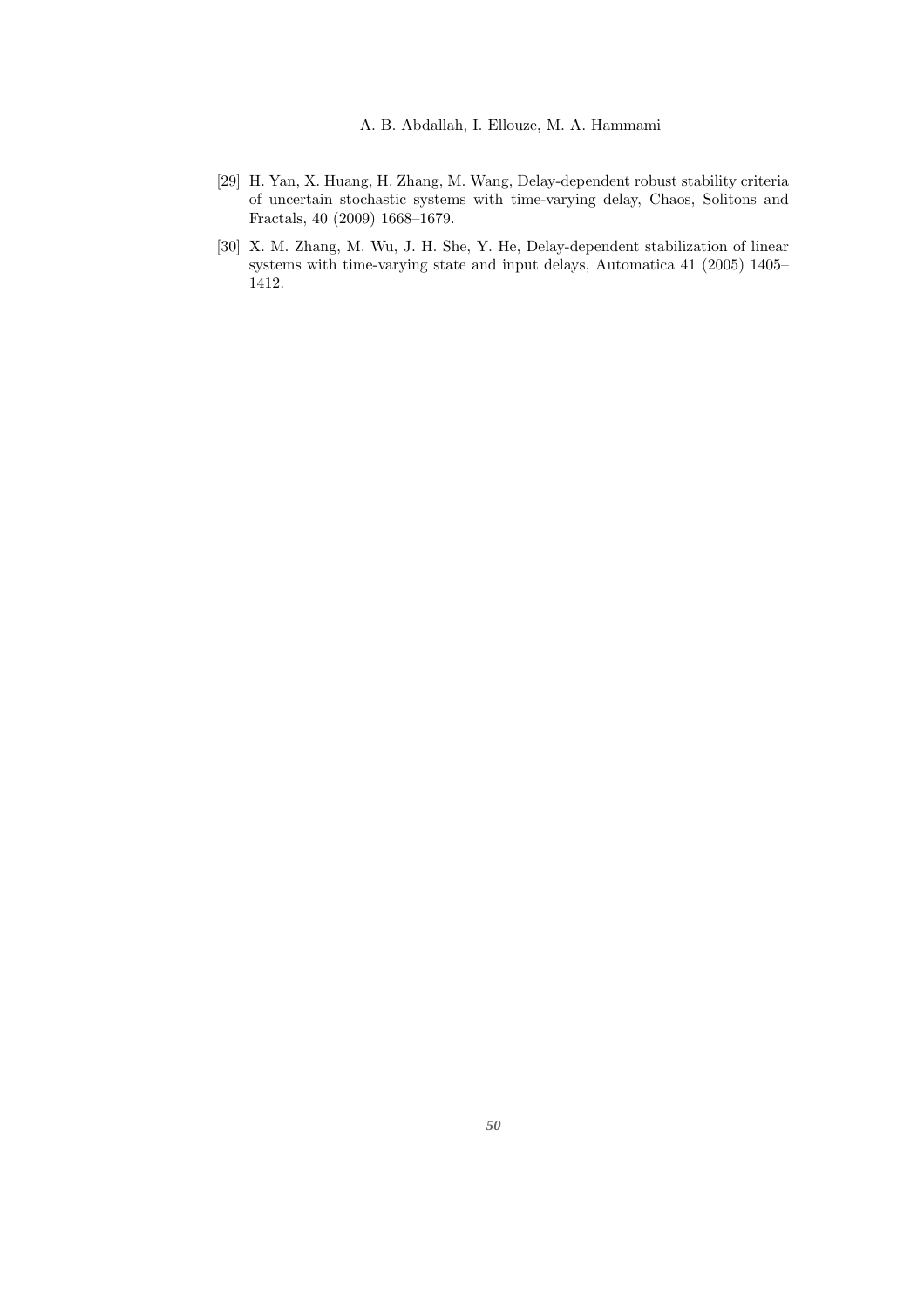[29] H. Yan, X. Huang, H. Zhang, M. Wang, Delay-dependent robust stability criteria of uncertain stochastic systems with time-varying delay, Chaos, Solitons and Fractals, 40 (2009) 1668–1679.

[30] X. M. Zhang, M. Wu, J. H. She, Y. He, Delay-dependent stabilization of linear systems with time-varying state and input delays, Automatica 41 (2005) 1405–1412.